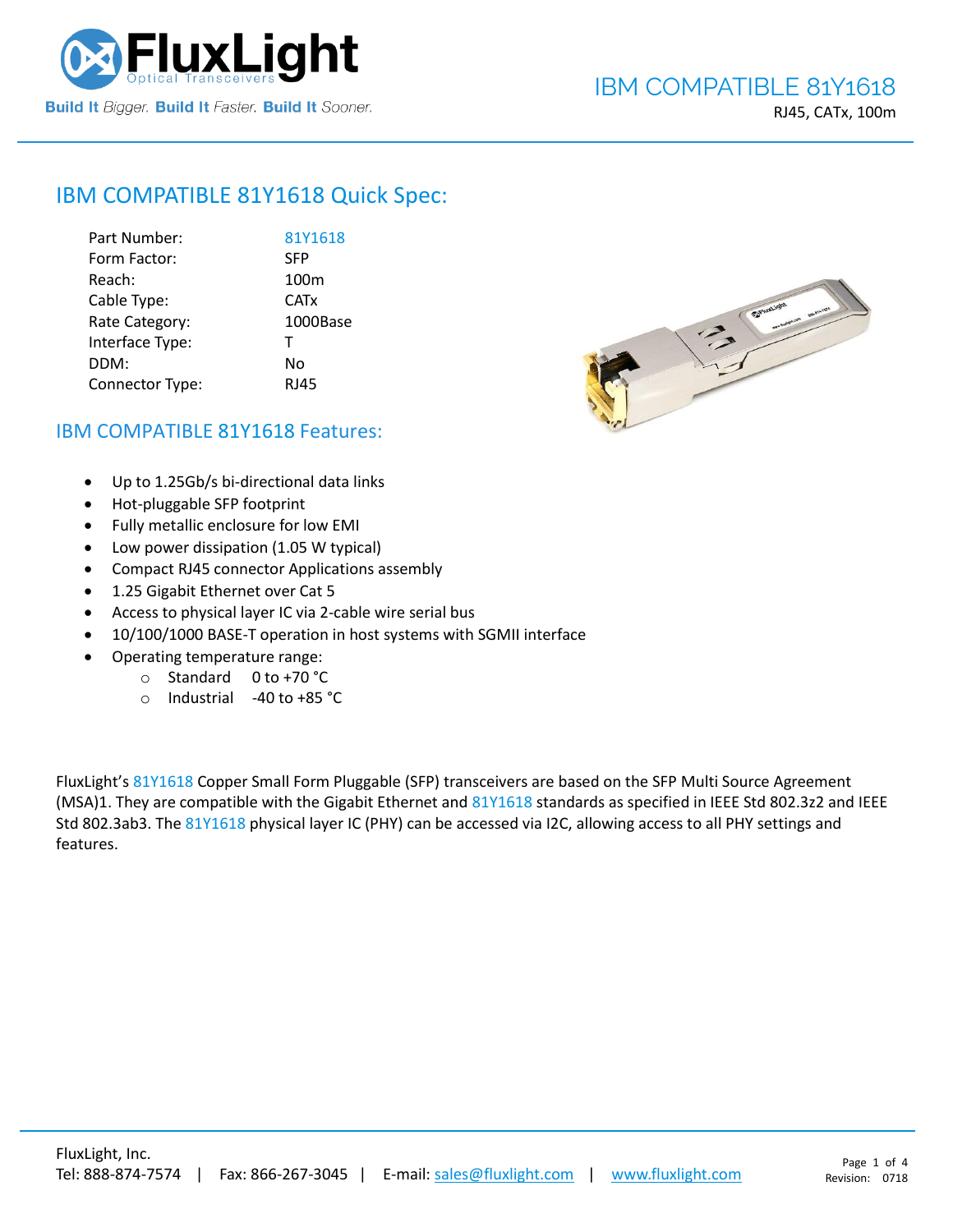## IBM COMPATIBLE 81Y1618 Quick Spec:

| | |
|---|---|
| Part Number: | 81Y1618 |
| Form Factor: | SFP |
| Reach: | 100m |
| Cable Type: | CATx |
| Rate Category: | 1000Base |
| Interface Type: | T |
| DDM: | No |
| Connector Type: | RJ45 |

## IBM COMPATIBLE 81Y1618 Features:

- Up to 1.25Gb/s bi-directional data links
- Hot-pluggable SFP footprint
- Fully metallic enclosure for low EMI
- Low power dissipation (1.05 W typical)
- Compact RJ45 connector Applications assembly
- 1.25 Gigabit Ethernet over Cat 5
- Access to physical layer IC via 2-cable wire serial bus
- 10/100/1000 BASE-T operation in host systems with SGMII interface
- Operating temperature range:
  - Standard 0 to +70 °C
  - Industrial -40 to +85 °C

FluxLight's 81Y1618 Copper Small Form Pluggable (SFP) transceivers are based on the SFP Multi Source Agreement (MSA)1. They are compatible with the Gigabit Ethernet and 81Y1618 standards as specified in IEEE Std 802.3z2 and IEEE Std 802.3ab3. The 81Y1618 physical layer IC (PHY) can be accessed via I2C, allowing access to all PHY settings and features.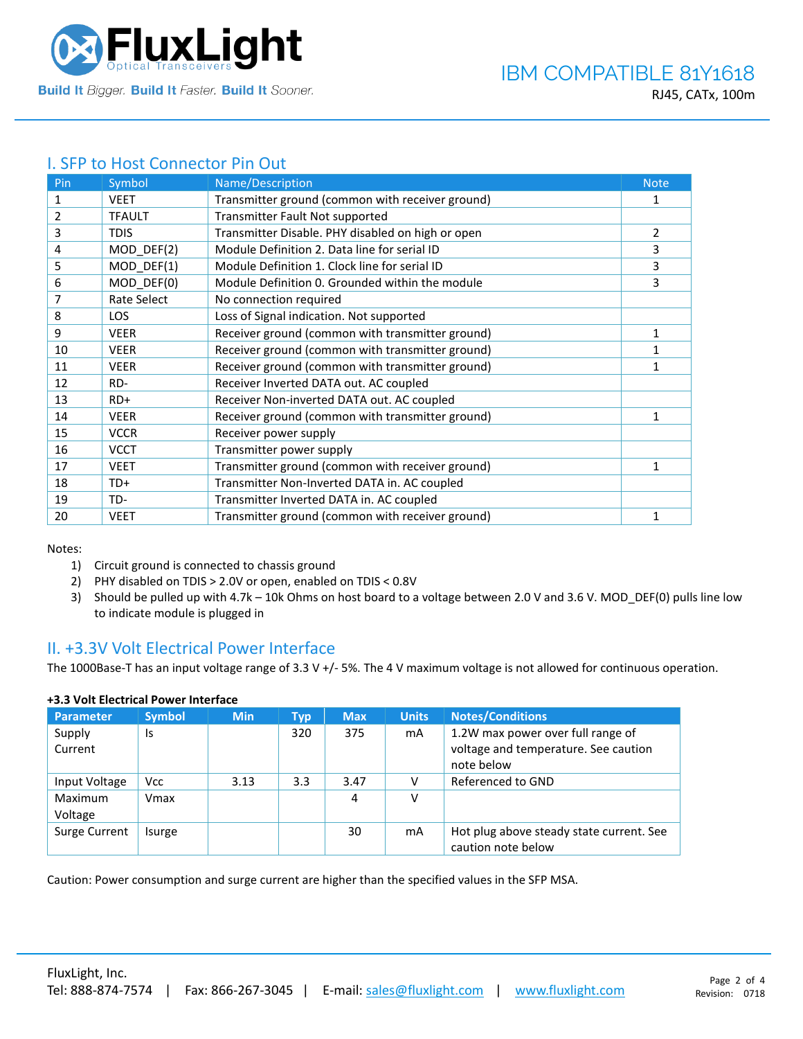## I. SFP to Host Connector Pin Out

| Pin | Symbol | Name/Description | Note |
|---|---|---|---|
| 1 | VEET | Transmitter ground (common with receiver ground) | 1 |
| 2 | TFAULT | Transmitter Fault Not supported | |
| 3 | TDIS | Transmitter Disable. PHY disabled on high or open | 2 |
| 4 | MOD_DEF(2) | Module Definition 2. Data line for serial ID | 3 |
| 5 | MOD_DEF(1) | Module Definition 1. Clock line for serial ID | 3 |
| 6 | MOD_DEF(0) | Module Definition 0. Grounded within the module | 3 |
| 7 | Rate Select | No connection required | |
| 8 | LOS | Loss of Signal indication. Not supported | |
| 9 | VEER | Receiver ground (common with transmitter ground) | 1 |
| 10 | VEER | Receiver ground (common with transmitter ground) | 1 |
| 11 | VEER | Receiver ground (common with transmitter ground) | 1 |
| 12 | RD- | Receiver Inverted DATA out. AC coupled | |
| 13 | RD+ | Receiver Non-inverted DATA out. AC coupled | |
| 14 | VEER | Receiver ground (common with transmitter ground) | 1 |
| 15 | VCCR | Receiver power supply | |
| 16 | VCCT | Transmitter power supply | |
| 17 | VEET | Transmitter ground (common with receiver ground) | 1 |
| 18 | TD+ | Transmitter Non-Inverted DATA in. AC coupled | |
| 19 | TD- | Transmitter Inverted DATA in. AC coupled | |
| 20 | VEET | Transmitter ground (common with receiver ground) | 1 |

Notes:

1) Circuit ground is connected to chassis ground
2) PHY disabled on TDIS > 2.0V or open, enabled on TDIS < 0.8V
3) Should be pulled up with 4.7k – 10k Ohms on host board to a voltage between 2.0 V and 3.6 V. MOD_DEF(0) pulls line low to indicate module is plugged in

## II. +3.3V Volt Electrical Power Interface

The 1000Base-T has an input voltage range of 3.3 V +/- 5%. The 4 V maximum voltage is not allowed for continuous operation.

**+3.3 Volt Electrical Power Interface**

| Parameter | Symbol | Min | Typ | Max | Units | Notes/Conditions |
|---|---|---|---|---|---|---|
| Supply Current | Is | | 320 | 375 | mA | 1.2W max power over full range of voltage and temperature. See caution note below |
| Input Voltage | Vcc | 3.13 | 3.3 | 3.47 | V | Referenced to GND |
| Maximum Voltage | Vmax | | | 4 | V | |
| Surge Current | Isurge | | | 30 | mA | Hot plug above steady state current. See caution note below |

Caution: Power consumption and surge current are higher than the specified values in the SFP MSA.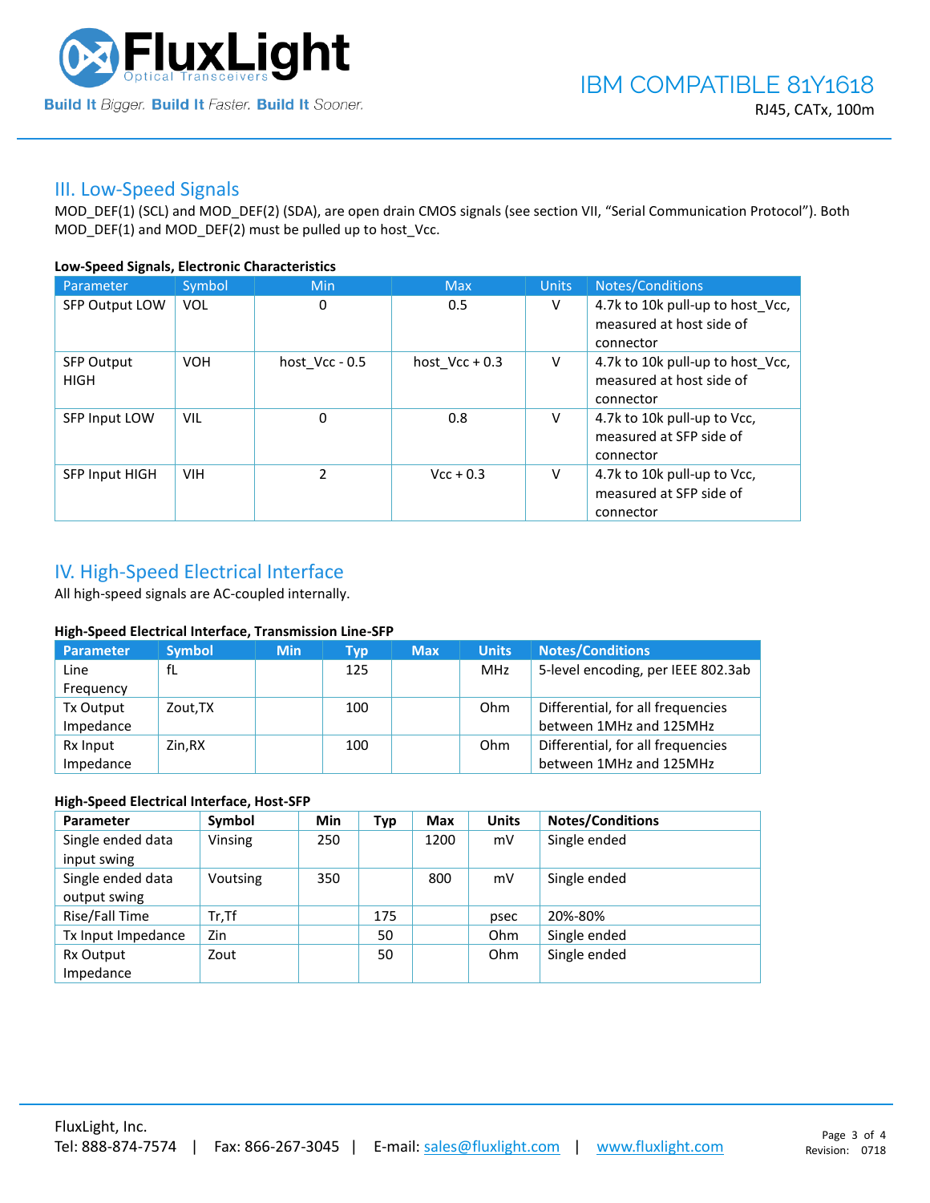## III. Low-Speed Signals

MOD_DEF(1) (SCL) and MOD_DEF(2) (SDA), are open drain CMOS signals (see section VII, "Serial Communication Protocol"). Both MOD_DEF(1) and MOD_DEF(2) must be pulled up to host_Vcc.

**Low-Speed Signals, Electronic Characteristics**

| Parameter | Symbol | Min | Max | Units | Notes/Conditions |
|---|---|---|---|---|---|
| SFP Output LOW | VOL | 0 | 0.5 | V | 4.7k to 10k pull-up to host_Vcc, measured at host side of connector |
| SFP Output HIGH | VOH | host_Vcc - 0.5 | host_Vcc + 0.3 | V | 4.7k to 10k pull-up to host_Vcc, measured at host side of connector |
| SFP Input LOW | VIL | 0 | 0.8 | V | 4.7k to 10k pull-up to Vcc, measured at SFP side of connector |
| SFP Input HIGH | VIH | 2 | Vcc + 0.3 | V | 4.7k to 10k pull-up to Vcc, measured at SFP side of connector |

## IV. High-Speed Electrical Interface

All high-speed signals are AC-coupled internally.

**High-Speed Electrical Interface, Transmission Line-SFP**

| Parameter | Symbol | Min | Typ | Max | Units | Notes/Conditions |
|---|---|---|---|---|---|---|
| Line Frequency | fL | | 125 | | MHz | 5-level encoding, per IEEE 802.3ab |
| Tx Output Impedance | Zout,TX | | 100 | | Ohm | Differential, for all frequencies between 1MHz and 125MHz |
| Rx Input Impedance | Zin,RX | | 100 | | Ohm | Differential, for all frequencies between 1MHz and 125MHz |

**High-Speed Electrical Interface, Host-SFP**

| Parameter | Symbol | Min | Typ | Max | Units | Notes/Conditions |
|---|---|---|---|---|---|---|
| Single ended data input swing | Vinsing | 250 | | 1200 | mV | Single ended |
| Single ended data output swing | Voutsing | 350 | | 800 | mV | Single ended |
| Rise/Fall Time | Tr,Tf | | 175 | | psec | 20%-80% |
| Tx Input Impedance | Zin | | 50 | | Ohm | Single ended |
| Rx Output Impedance | Zout | | 50 | | Ohm | Single ended |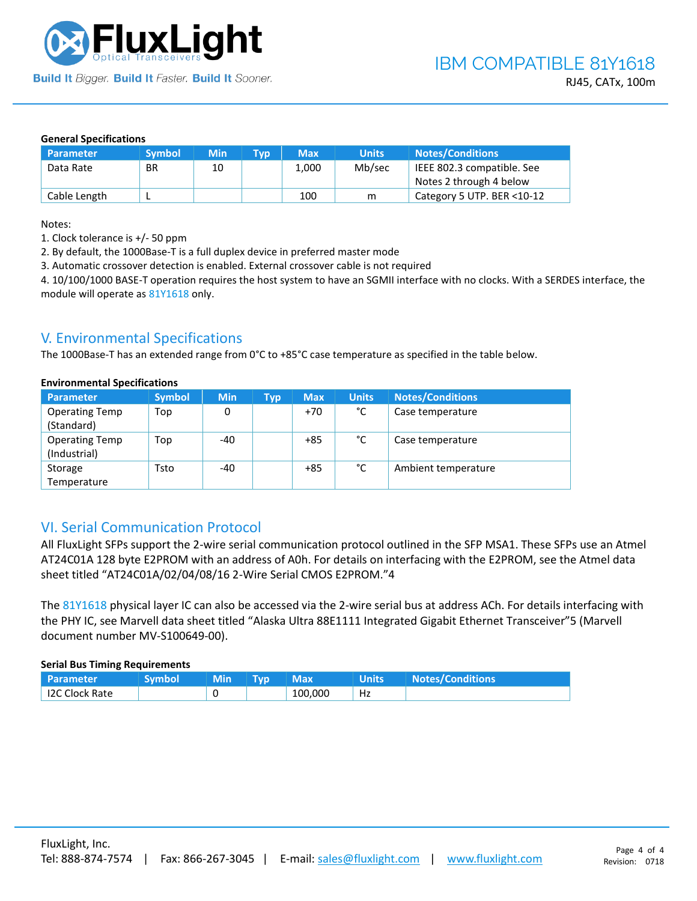**General Specifications**

| Parameter | Symbol | Min | Typ | Max | Units | Notes/Conditions |
|---|---|---|---|---|---|---|
| Data Rate | BR | 10 | | 1,000 | Mb/sec | IEEE 802.3 compatible. See Notes 2 through 4 below |
| Cable Length | L | | | 100 | m | Category 5 UTP. BER <10-12 |

Notes:
1. Clock tolerance is +/- 50 ppm
2. By default, the 1000Base-T is a full duplex device in preferred master mode
3. Automatic crossover detection is enabled. External crossover cable is not required
4. 10/100/1000 BASE-T operation requires the host system to have an SGMII interface with no clocks. With a SERDES interface, the module will operate as 81Y1618 only.

## V. Environmental Specifications

The 1000Base-T has an extended range from 0°C to +85°C case temperature as specified in the table below.

**Environmental Specifications**

| Parameter | Symbol | Min | Typ | Max | Units | Notes/Conditions |
|---|---|---|---|---|---|---|
| Operating Temp (Standard) | Top | 0 | | +70 | °C | Case temperature |
| Operating Temp (Industrial) | Top | -40 | | +85 | °C | Case temperature |
| Storage Temperature | Tsto | -40 | | +85 | °C | Ambient temperature |

## VI. Serial Communication Protocol

All FluxLight SFPs support the 2-wire serial communication protocol outlined in the SFP MSA1. These SFPs use an Atmel AT24C01A 128 byte E2PROM with an address of A0h. For details on interfacing with the E2PROM, see the Atmel data sheet titled "AT24C01A/02/04/08/16 2-Wire Serial CMOS E2PROM."4

The 81Y1618 physical layer IC can also be accessed via the 2-wire serial bus at address ACh. For details interfacing with the PHY IC, see Marvell data sheet titled "Alaska Ultra 88E1111 Integrated Gigabit Ethernet Transceiver"5 (Marvell document number MV-S100649-00).

**Serial Bus Timing Requirements**

| Parameter | Symbol | Min | Typ | Max | Units | Notes/Conditions |
|---|---|---|---|---|---|---|
| I2C Clock Rate | | 0 | | 100,000 | Hz | |